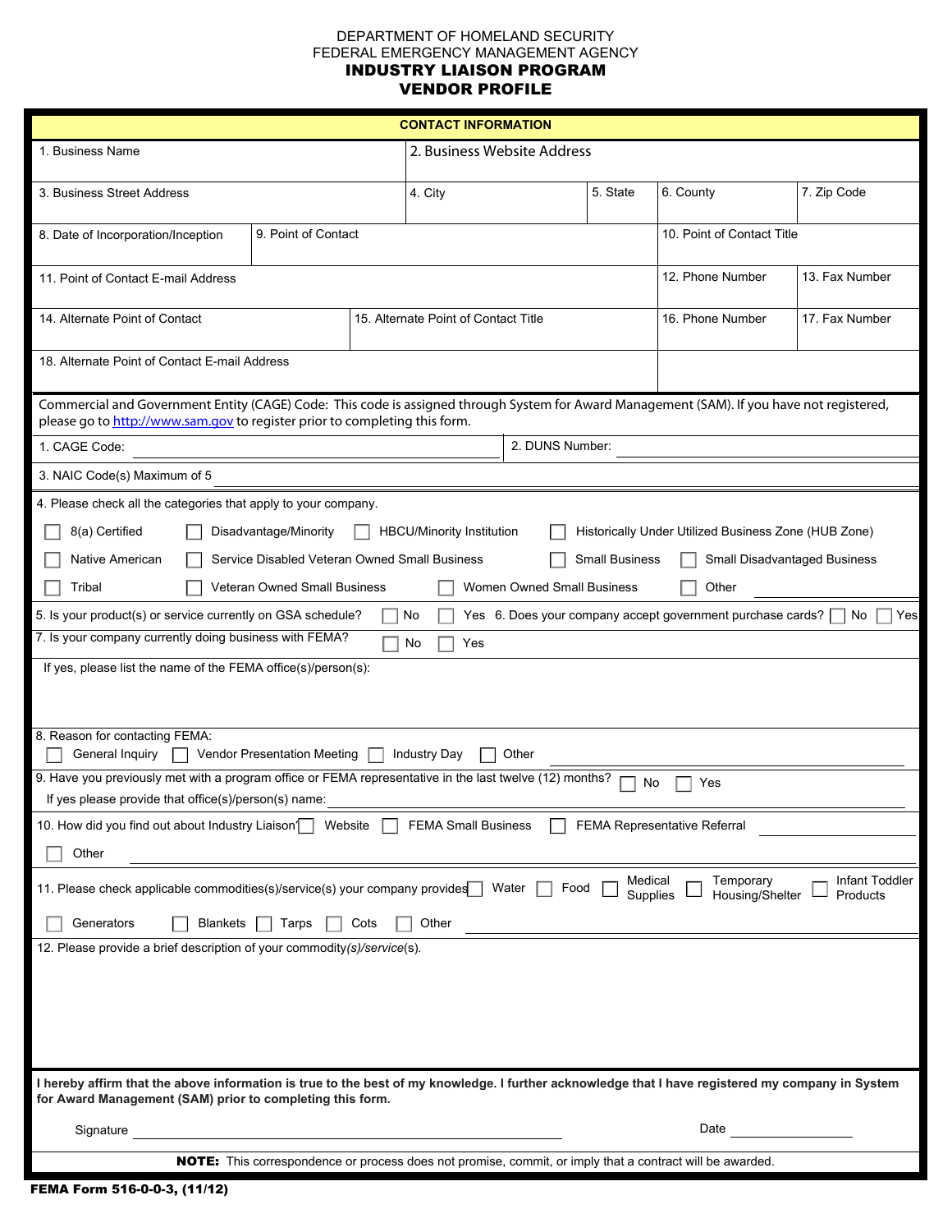DEPARTMENT OF HOMELAND SECURITY
FEDERAL EMERGENCY MANAGEMENT AGENCY

# INDUSTRY LIAISON PROGRAM
# VENDOR PROFILE

## CONTACT INFORMATION

| 1. Business Name | | 2. Business Website Address | | | |
|---|---|---|---|---|---|
| 3. Business Street Address | | 4. City | 5. State | 6. County | 7. Zip Code |
| 8. Date of Incorporation/Inception | 9. Point of Contact | | | 10. Point of Contact Title | |
| 11. Point of Contact E-mail Address | | | | 12. Phone Number | 13. Fax Number |
| 14. Alternate Point of Contact | 15. Alternate Point of Contact Title | | | 16. Phone Number | 17. Fax Number |
| 18. Alternate Point of Contact E-mail Address | | | | | |

Commercial and Government Entity (CAGE) Code: This code is assigned through System for Award Management (SAM). If you have not registered, please go to http://www.sam.gov to register prior to completing this form.

1. CAGE Code: ______________________ 2. DUNS Number: ______________________

3. NAIC Code(s) Maximum of 5 ______________________

4. Please check all the categories that apply to your company.

☐ 8(a) Certified ☐ Disadvantage/Minority ☐ HBCU/Minority Institution ☐ Historically Under Utilized Business Zone (HUB Zone)

☐ Native American ☐ Service Disabled Veteran Owned Small Business ☐ Small Business ☐ Small Disadvantaged Business

☐ Tribal ☐ Veteran Owned Small Business ☐ Women Owned Small Business ☐ Other ______________

5. Is your product(s) or service currently on GSA schedule? ☐ No ☐ Yes 6. Does your company accept government purchase cards? ☐ No ☐ Yes

7. Is your company currently doing business with FEMA? ☐ No ☐ Yes

If yes, please list the name of the FEMA office(s)/person(s):

8. Reason for contacting FEMA:
☐ General Inquiry ☐ Vendor Presentation Meeting ☐ Industry Day ☐ Other ______________

9. Have you previously met with a program office or FEMA representative in the last twelve (12) months? ☐ No ☐ Yes
If yes please provide that office(s)/person(s) name: ______________

10. How did you find out about Industry Liaison? ☐ Website ☐ FEMA Small Business ☐ FEMA Representative Referral ______________
☐ Other ______________

11. Please check applicable commodities(s)/service(s) your company provides ☐ Water ☐ Food ☐ Medical Supplies ☐ Temporary Housing/Shelter ☐ Infant Toddler Products
☐ Generators ☐ Blankets ☐ Tarps ☐ Cots ☐ Other ______________

12. Please provide a brief description of your commodity*(s)/service*(s).

**I hereby affirm that the above information is true to the best of my knowledge. I further acknowledge that I have registered my company in System for Award Management (SAM) prior to completing this form.**

Signature ______________________ Date ______________

**NOTE:** This correspondence or process does not promise, commit, or imply that a contract will be awarded.

**FEMA Form 516-0-0-3, (11/12)**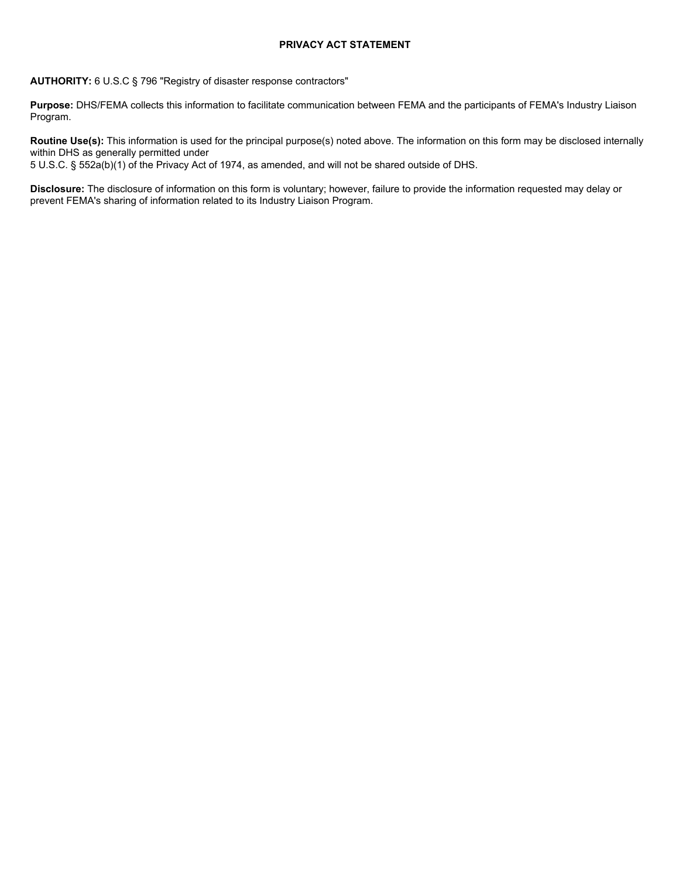# PRIVACY ACT STATEMENT

**AUTHORITY:** 6 U.S.C § 796 "Registry of disaster response contractors"

**Purpose:** DHS/FEMA collects this information to facilitate communication between FEMA and the participants of FEMA's Industry Liaison Program.

**Routine Use(s):** This information is used for the principal purpose(s) noted above. The information on this form may be disclosed internally within DHS as generally permitted under
5 U.S.C. § 552a(b)(1) of the Privacy Act of 1974, as amended, and will not be shared outside of DHS.

**Disclosure:** The disclosure of information on this form is voluntary; however, failure to provide the information requested may delay or prevent FEMA's sharing of information related to its Industry Liaison Program.